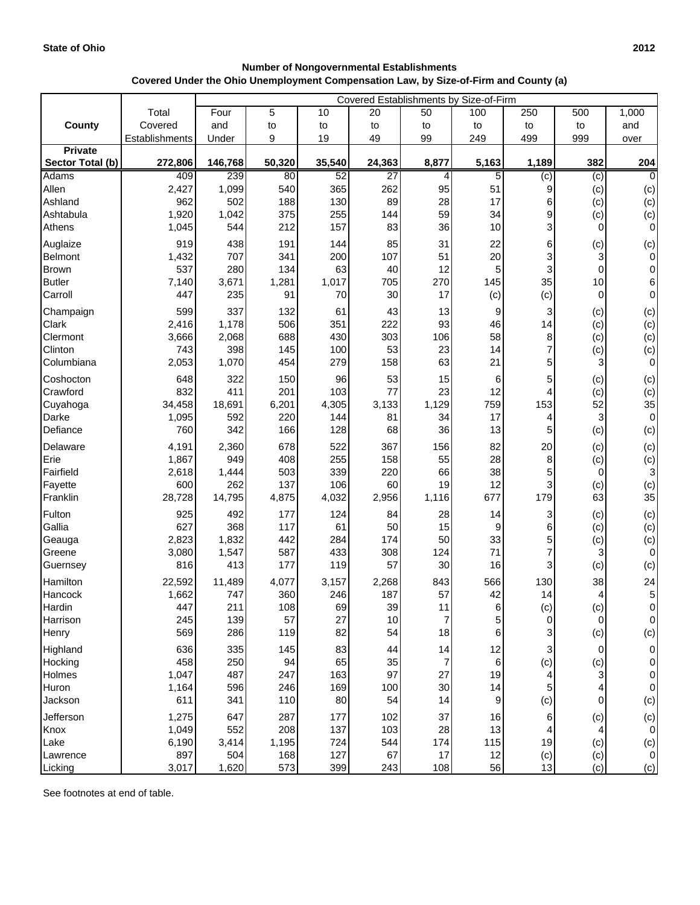State of Ohio 2012

**Number of Nongovernmental Establishments**
**Covered Under the Ohio Unemployment Compensation Law, by Size-of-Firm and County (a)**

| County | Total Covered Establishments | Covered Establishments by Size-of-Firm | | | | | | | | |
|---|---|---|---|---|---|---|---|---|---|---|
| | | Four and Under | 5 to 9 | 10 to 19 | 20 to 49 | 50 to 99 | 100 to 249 | 250 to 499 | 500 to 999 | 1,000 and over |
| **Private Sector Total (b)** | **272,806** | **146,768** | **50,320** | **35,540** | **24,363** | **8,877** | **5,163** | **1,189** | **382** | **204** |
| Adams | 409 | 239 | 80 | 52 | 27 | 4 | 5 | (c) | (c) | 0 |
| Allen | 2,427 | 1,099 | 540 | 365 | 262 | 95 | 51 | 9 | (c) | (c) |
| Ashland | 962 | 502 | 188 | 130 | 89 | 28 | 17 | 6 | (c) | (c) |
| Ashtabula | 1,920 | 1,042 | 375 | 255 | 144 | 59 | 34 | 9 | (c) | (c) |
| Athens | 1,045 | 544 | 212 | 157 | 83 | 36 | 10 | 3 | 0 | 0 |
| Auglaize | 919 | 438 | 191 | 144 | 85 | 31 | 22 | 6 | (c) | (c) |
| Belmont | 1,432 | 707 | 341 | 200 | 107 | 51 | 20 | 3 | 3 | 0 |
| Brown | 537 | 280 | 134 | 63 | 40 | 12 | 5 | 3 | 0 | 0 |
| Butler | 7,140 | 3,671 | 1,281 | 1,017 | 705 | 270 | 145 | 35 | 10 | 6 |
| Carroll | 447 | 235 | 91 | 70 | 30 | 17 | (c) | (c) | 0 | 0 |
| Champaign | 599 | 337 | 132 | 61 | 43 | 13 | 9 | 3 | (c) | (c) |
| Clark | 2,416 | 1,178 | 506 | 351 | 222 | 93 | 46 | 14 | (c) | (c) |
| Clermont | 3,666 | 2,068 | 688 | 430 | 303 | 106 | 58 | 8 | (c) | (c) |
| Clinton | 743 | 398 | 145 | 100 | 53 | 23 | 14 | 7 | (c) | (c) |
| Columbiana | 2,053 | 1,070 | 454 | 279 | 158 | 63 | 21 | 5 | 3 | 0 |
| Coshocton | 648 | 322 | 150 | 96 | 53 | 15 | 6 | 5 | (c) | (c) |
| Crawford | 832 | 411 | 201 | 103 | 77 | 23 | 12 | 4 | (c) | (c) |
| Cuyahoga | 34,458 | 18,691 | 6,201 | 4,305 | 3,133 | 1,129 | 759 | 153 | 52 | 35 |
| Darke | 1,095 | 592 | 220 | 144 | 81 | 34 | 17 | 4 | 3 | 0 |
| Defiance | 760 | 342 | 166 | 128 | 68 | 36 | 13 | 5 | (c) | (c) |
| Delaware | 4,191 | 2,360 | 678 | 522 | 367 | 156 | 82 | 20 | (c) | (c) |
| Erie | 1,867 | 949 | 408 | 255 | 158 | 55 | 28 | 8 | (c) | (c) |
| Fairfield | 2,618 | 1,444 | 503 | 339 | 220 | 66 | 38 | 5 | 0 | 3 |
| Fayette | 600 | 262 | 137 | 106 | 60 | 19 | 12 | 3 | (c) | (c) |
| Franklin | 28,728 | 14,795 | 4,875 | 4,032 | 2,956 | 1,116 | 677 | 179 | 63 | 35 |
| Fulton | 925 | 492 | 177 | 124 | 84 | 28 | 14 | 3 | (c) | (c) |
| Gallia | 627 | 368 | 117 | 61 | 50 | 15 | 9 | 6 | (c) | (c) |
| Geauga | 2,823 | 1,832 | 442 | 284 | 174 | 50 | 33 | 5 | (c) | (c) |
| Greene | 3,080 | 1,547 | 587 | 433 | 308 | 124 | 71 | 7 | 3 | 0 |
| Guernsey | 816 | 413 | 177 | 119 | 57 | 30 | 16 | 3 | (c) | (c) |
| Hamilton | 22,592 | 11,489 | 4,077 | 3,157 | 2,268 | 843 | 566 | 130 | 38 | 24 |
| Hancock | 1,662 | 747 | 360 | 246 | 187 | 57 | 42 | 14 | 4 | 5 |
| Hardin | 447 | 211 | 108 | 69 | 39 | 11 | 6 | (c) | (c) | 0 |
| Harrison | 245 | 139 | 57 | 27 | 10 | 7 | 5 | 0 | 0 | 0 |
| Henry | 569 | 286 | 119 | 82 | 54 | 18 | 6 | 3 | (c) | (c) |
| Highland | 636 | 335 | 145 | 83 | 44 | 14 | 12 | 3 | 0 | 0 |
| Hocking | 458 | 250 | 94 | 65 | 35 | 7 | 6 | (c) | (c) | 0 |
| Holmes | 1,047 | 487 | 247 | 163 | 97 | 27 | 19 | 4 | 3 | 0 |
| Huron | 1,164 | 596 | 246 | 169 | 100 | 30 | 14 | 5 | 4 | 0 |
| Jackson | 611 | 341 | 110 | 80 | 54 | 14 | 9 | (c) | 0 | (c) |
| Jefferson | 1,275 | 647 | 287 | 177 | 102 | 37 | 16 | 6 | (c) | (c) |
| Knox | 1,049 | 552 | 208 | 137 | 103 | 28 | 13 | 4 | 4 | 0 |
| Lake | 6,190 | 3,414 | 1,195 | 724 | 544 | 174 | 115 | 19 | (c) | (c) |
| Lawrence | 897 | 504 | 168 | 127 | 67 | 17 | 12 | (c) | (c) | 0 |
| Licking | 3,017 | 1,620 | 573 | 399 | 243 | 108 | 56 | 13 | (c) | (c) |

See footnotes at end of table.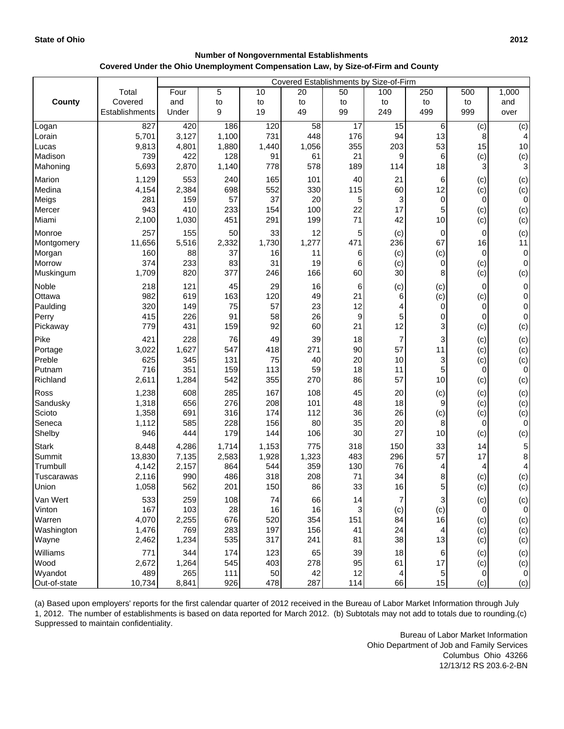**State of Ohio** **2012**

**Number of Nongovernmental Establishments**
**Covered Under the Ohio Unemployment Compensation Law, by Size-of-Firm and County**

| County | Total Covered Establishments | Covered Establishments by Size-of-Firm | | | | | | | | |
|---|---|---|---|---|---|---|---|---|---|---|
| | | Four and Under | 5 to 9 | 10 to 19 | 20 to 49 | 50 to 99 | 100 to 249 | 250 to 499 | 500 to 999 | 1,000 and over |
| Logan | 827 | 420 | 186 | 120 | 58 | 17 | 15 | 6 | (c) | (c) |
| Lorain | 5,701 | 3,127 | 1,100 | 731 | 448 | 176 | 94 | 13 | 8 | 4 |
| Lucas | 9,813 | 4,801 | 1,880 | 1,440 | 1,056 | 355 | 203 | 53 | 15 | 10 |
| Madison | 739 | 422 | 128 | 91 | 61 | 21 | 9 | 6 | (c) | (c) |
| Mahoning | 5,693 | 2,870 | 1,140 | 778 | 578 | 189 | 114 | 18 | 3 | 3 |
| Marion | 1,129 | 553 | 240 | 165 | 101 | 40 | 21 | 6 | (c) | (c) |
| Medina | 4,154 | 2,384 | 698 | 552 | 330 | 115 | 60 | 12 | (c) | (c) |
| Meigs | 281 | 159 | 57 | 37 | 20 | 5 | 3 | 0 | 0 | 0 |
| Mercer | 943 | 410 | 233 | 154 | 100 | 22 | 17 | 5 | (c) | (c) |
| Miami | 2,100 | 1,030 | 451 | 291 | 199 | 71 | 42 | 10 | (c) | (c) |
| Monroe | 257 | 155 | 50 | 33 | 12 | 5 | (c) | 0 | 0 | (c) |
| Montgomery | 11,656 | 5,516 | 2,332 | 1,730 | 1,277 | 471 | 236 | 67 | 16 | 11 |
| Morgan | 160 | 88 | 37 | 16 | 11 | 6 | (c) | (c) | 0 | 0 |
| Morrow | 374 | 233 | 83 | 31 | 19 | 6 | (c) | 0 | (c) | 0 |
| Muskingum | 1,709 | 820 | 377 | 246 | 166 | 60 | 30 | 8 | (c) | (c) |
| Noble | 218 | 121 | 45 | 29 | 16 | 6 | (c) | (c) | 0 | 0 |
| Ottawa | 982 | 619 | 163 | 120 | 49 | 21 | 6 | (c) | (c) | 0 |
| Paulding | 320 | 149 | 75 | 57 | 23 | 12 | 4 | 0 | 0 | 0 |
| Perry | 415 | 226 | 91 | 58 | 26 | 9 | 5 | 0 | 0 | 0 |
| Pickaway | 779 | 431 | 159 | 92 | 60 | 21 | 12 | 3 | (c) | (c) |
| Pike | 421 | 228 | 76 | 49 | 39 | 18 | 7 | 3 | (c) | (c) |
| Portage | 3,022 | 1,627 | 547 | 418 | 271 | 90 | 57 | 11 | (c) | (c) |
| Preble | 625 | 345 | 131 | 75 | 40 | 20 | 10 | 3 | (c) | (c) |
| Putnam | 716 | 351 | 159 | 113 | 59 | 18 | 11 | 5 | 0 | 0 |
| Richland | 2,611 | 1,284 | 542 | 355 | 270 | 86 | 57 | 10 | (c) | (c) |
| Ross | 1,238 | 608 | 285 | 167 | 108 | 45 | 20 | (c) | (c) | (c) |
| Sandusky | 1,318 | 656 | 276 | 208 | 101 | 48 | 18 | 9 | (c) | (c) |
| Scioto | 1,358 | 691 | 316 | 174 | 112 | 36 | 26 | (c) | (c) | (c) |
| Seneca | 1,112 | 585 | 228 | 156 | 80 | 35 | 20 | 8 | 0 | 0 |
| Shelby | 946 | 444 | 179 | 144 | 106 | 30 | 27 | 10 | (c) | (c) |
| Stark | 8,448 | 4,286 | 1,714 | 1,153 | 775 | 318 | 150 | 33 | 14 | 5 |
| Summit | 13,830 | 7,135 | 2,583 | 1,928 | 1,323 | 483 | 296 | 57 | 17 | 8 |
| Trumbull | 4,142 | 2,157 | 864 | 544 | 359 | 130 | 76 | 4 | 4 | 4 |
| Tuscarawas | 2,116 | 990 | 486 | 318 | 208 | 71 | 34 | 8 | (c) | (c) |
| Union | 1,058 | 562 | 201 | 150 | 86 | 33 | 16 | 5 | (c) | (c) |
| Van Wert | 533 | 259 | 108 | 74 | 66 | 14 | 7 | 3 | (c) | (c) |
| Vinton | 167 | 103 | 28 | 16 | 16 | 3 | (c) | (c) | 0 | 0 |
| Warren | 4,070 | 2,255 | 676 | 520 | 354 | 151 | 84 | 16 | (c) | (c) |
| Washington | 1,476 | 769 | 283 | 197 | 156 | 41 | 24 | 4 | (c) | (c) |
| Wayne | 2,462 | 1,234 | 535 | 317 | 241 | 81 | 38 | 13 | (c) | (c) |
| Williams | 771 | 344 | 174 | 123 | 65 | 39 | 18 | 6 | (c) | (c) |
| Wood | 2,672 | 1,264 | 545 | 403 | 278 | 95 | 61 | 17 | (c) | (c) |
| Wyandot | 489 | 265 | 111 | 50 | 42 | 12 | 4 | 5 | 0 | 0 |
| Out-of-state | 10,734 | 8,841 | 926 | 478 | 287 | 114 | 66 | 15 | (c) | (c) |

(a) Based upon employers' reports for the first calendar quarter of 2012 received in the Bureau of Labor Market Information through July 1, 2012. The number of establishments is based on data reported for March 2012. (b) Subtotals may not add to totals due to rounding.(c) Suppressed to maintain confidentiality.

Bureau of Labor Market Information
Ohio Department of Job and Family Services
Columbus Ohio 43266
12/13/12 RS 203.6-2-BN